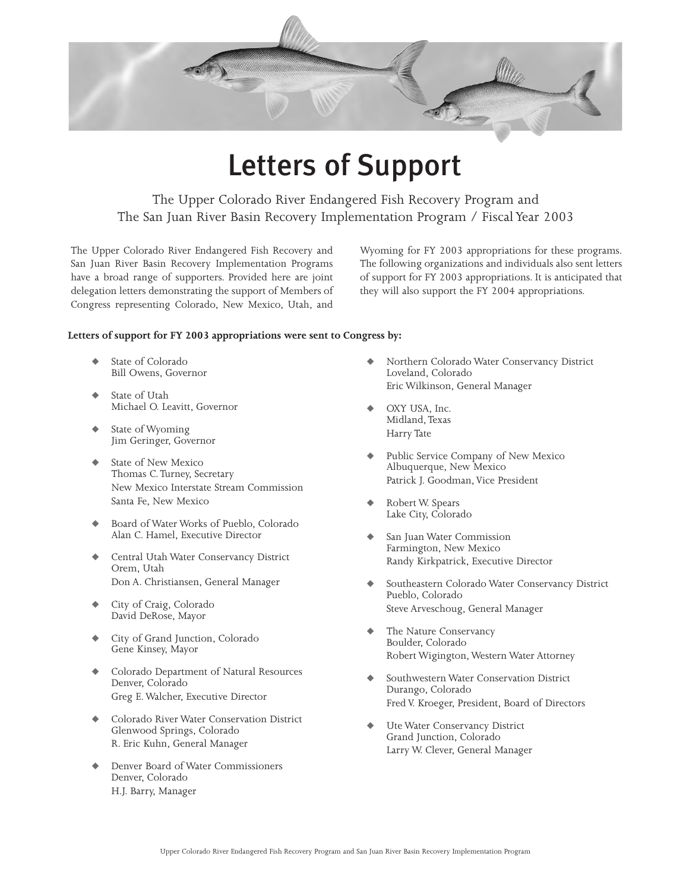# Letters of Support

The Upper Colorado River Endangered Fish Recovery Program and
The San Juan River Basin Recovery Implementation Program / Fiscal Year 2003

The Upper Colorado River Endangered Fish Recovery and San Juan River Basin Recovery Implementation Programs have a broad range of supporters. Provided here are joint delegation letters demonstrating the support of Members of Congress representing Colorado, New Mexico, Utah, and Wyoming for FY 2003 appropriations for these programs. The following organizations and individuals also sent letters of support for FY 2003 appropriations. It is anticipated that they will also support the FY 2004 appropriations.

**Letters of support for FY 2003 appropriations were sent to Congress by:**

- State of Colorado
  Bill Owens, Governor
- State of Utah
  Michael O. Leavitt, Governor
- State of Wyoming
  Jim Geringer, Governor
- State of New Mexico
  Thomas C. Turney, Secretary
  New Mexico Interstate Stream Commission
  Santa Fe, New Mexico
- Board of Water Works of Pueblo, Colorado
  Alan C. Hamel, Executive Director
- Central Utah Water Conservancy District
  Orem, Utah
  Don A. Christiansen, General Manager
- City of Craig, Colorado
  David DeRose, Mayor
- City of Grand Junction, Colorado
  Gene Kinsey, Mayor
- Colorado Department of Natural Resources
  Denver, Colorado
  Greg E. Walcher, Executive Director
- Colorado River Water Conservation District
  Glenwood Springs, Colorado
  R. Eric Kuhn, General Manager
- Denver Board of Water Commissioners
  Denver, Colorado
  H.J. Barry, Manager
- Northern Colorado Water Conservancy District
  Loveland, Colorado
  Eric Wilkinson, General Manager
- OXY USA, Inc.
  Midland, Texas
  Harry Tate
- Public Service Company of New Mexico
  Albuquerque, New Mexico
  Patrick J. Goodman, Vice President
- Robert W. Spears
  Lake City, Colorado
- San Juan Water Commission
  Farmington, New Mexico
  Randy Kirkpatrick, Executive Director
- Southeastern Colorado Water Conservancy District
  Pueblo, Colorado
  Steve Arveschoug, General Manager
- The Nature Conservancy
  Boulder, Colorado
  Robert Wigington, Western Water Attorney
- Southwestern Water Conservation District
  Durango, Colorado
  Fred V. Kroeger, President, Board of Directors
- Ute Water Conservancy District
  Grand Junction, Colorado
  Larry W. Clever, General Manager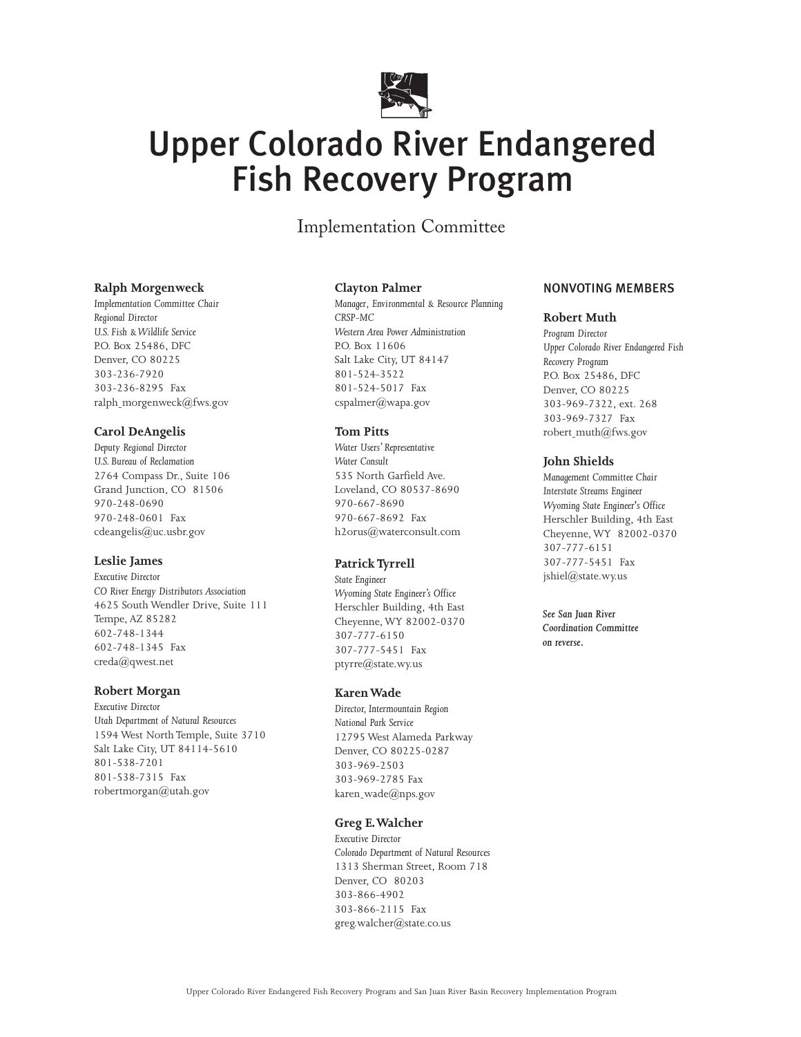# Upper Colorado River Endangered Fish Recovery Program

## Implementation Committee

### Ralph Morgenweck

*Implementation Committee Chair*
*Regional Director*
*U.S. Fish & Wildlife Service*
P.O. Box 25486, DFC
Denver, CO 80225
303-236-7920
303-236-8295 Fax
ralph_morgenweck@fws.gov

### Carol DeAngelis

*Deputy Regional Director*
*U.S. Bureau of Reclamation*
2764 Compass Dr., Suite 106
Grand Junction, CO 81506
970-248-0690
970-248-0601 Fax
cdeangelis@uc.usbr.gov

### Leslie James

*Executive Director*
*CO River Energy Distributors Association*
4625 South Wendler Drive, Suite 111
Tempe, AZ 85282
602-748-1344
602-748-1345 Fax
creda@qwest.net

### Robert Morgan

*Executive Director*
*Utah Department of Natural Resources*
1594 West North Temple, Suite 3710
Salt Lake City, UT 84114-5610
801-538-7201
801-538-7315 Fax
robertmorgan@utah.gov

### Clayton Palmer

*Manager, Environmental & Resource Planning*
*CRSP-MC*
*Western Area Power Administration*
P.O. Box 11606
Salt Lake City, UT 84147
801-524-3522
801-524-5017 Fax
cspalmer@wapa.gov

### Tom Pitts

*Water Users' Representative*
*Water Consult*
535 North Garfield Ave.
Loveland, CO 80537-8690
970-667-8690
970-667-8692 Fax
h2orus@waterconsult.com

### Patrick Tyrrell

*State Engineer*
*Wyoming State Engineer's Office*
Herschler Building, 4th East
Cheyenne, WY 82002-0370
307-777-6150
307-777-5451 Fax
ptyrre@state.wy.us

### Karen Wade

*Director, Intermountain Region*
*National Park Service*
12795 West Alameda Parkway
Denver, CO 80225-0287
303-969-2503
303-969-2785 Fax
karen_wade@nps.gov

### Greg E. Walcher

*Executive Director*
*Colorado Department of Natural Resources*
1313 Sherman Street, Room 718
Denver, CO 80203
303-866-4902
303-866-2115 Fax
greg.walcher@state.co.us

## NONVOTING MEMBERS

### Robert Muth

*Program Director*
*Upper Colorado River Endangered Fish Recovery Program*
P.O. Box 25486, DFC
Denver, CO 80225
303-969-7322, ext. 268
303-969-7327 Fax
robert_muth@fws.gov

### John Shields

*Management Committee Chair*
*Interstate Streams Engineer*
*Wyoming State Engineer's Office*
Herschler Building, 4th East
Cheyenne, WY 82002-0370
307-777-6151
307-777-5451 Fax
jshiel@state.wy.us

***See San Juan River Coordination Committee on reverse.***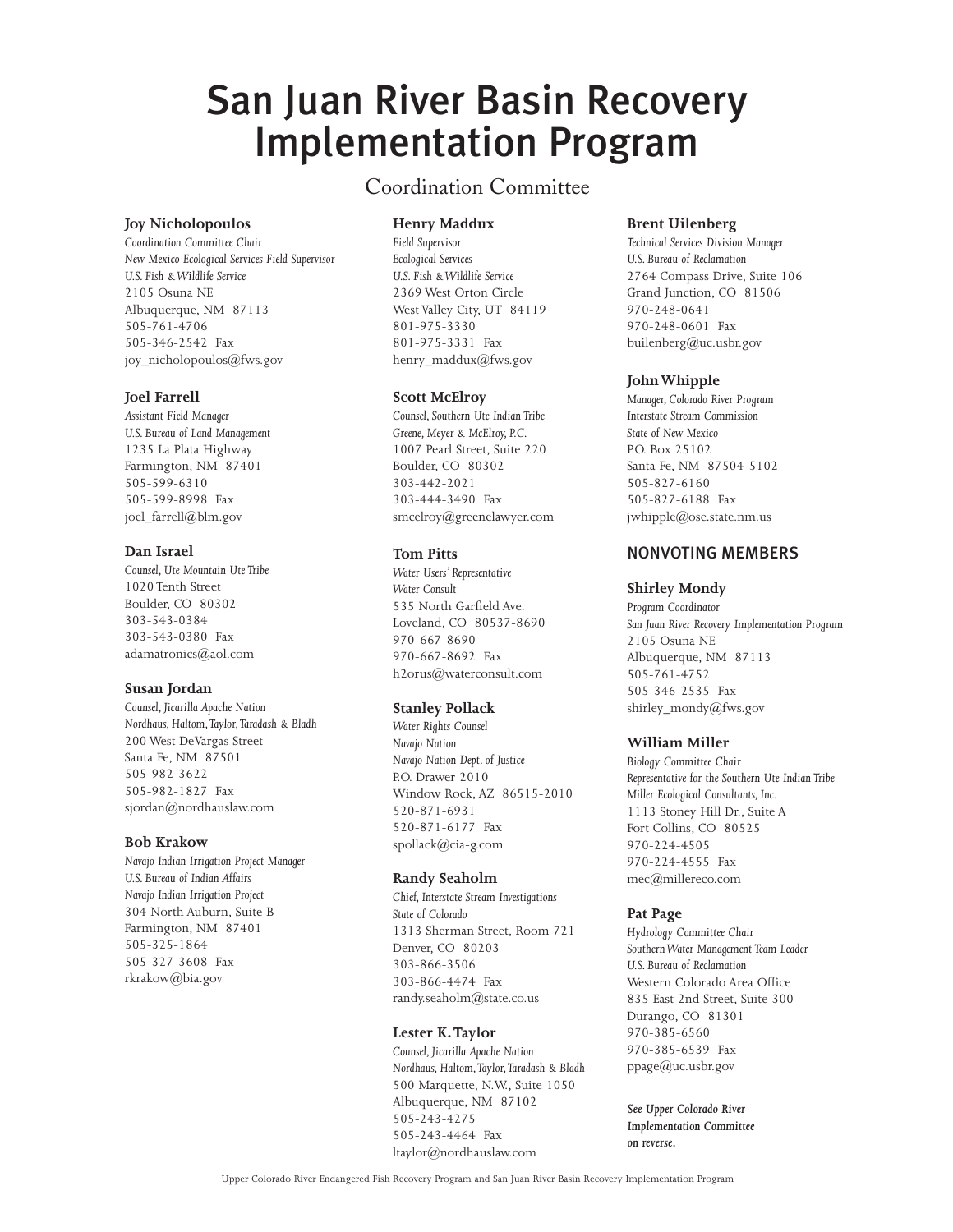# San Juan River Basin Recovery Implementation Program

## Coordination Committee

**Joy Nicholopoulos**
*Coordination Committee Chair*
*New Mexico Ecological Services Field Supervisor*
*U.S. Fish & Wildlife Service*
2105 Osuna NE
Albuquerque, NM 87113
505-761-4706
505-346-2542 Fax
joy_nicholopoulos@fws.gov

**Joel Farrell**
*Assistant Field Manager*
*U.S. Bureau of Land Management*
1235 La Plata Highway
Farmington, NM 87401
505-599-6310
505-599-8998 Fax
joel_farrell@blm.gov

**Dan Israel**
*Counsel, Ute Mountain Ute Tribe*
1020 Tenth Street
Boulder, CO 80302
303-543-0384
303-543-0380 Fax
adamatronics@aol.com

**Susan Jordan**
*Counsel, Jicarilla Apache Nation*
*Nordhaus, Haltom, Taylor, Taradash & Bladh*
200 West DeVargas Street
Santa Fe, NM 87501
505-982-3622
505-982-1827 Fax
sjordan@nordhauslaw.com

**Bob Krakow**
*Navajo Indian Irrigation Project Manager*
*U.S. Bureau of Indian Affairs*
*Navajo Indian Irrigation Project*
304 North Auburn, Suite B
Farmington, NM 87401
505-325-1864
505-327-3608 Fax
rkrakow@bia.gov

**Henry Maddux**
*Field Supervisor*
*Ecological Services*
*U.S. Fish & Wildlife Service*
2369 West Orton Circle
West Valley City, UT 84119
801-975-3330
801-975-3331 Fax
henry_maddux@fws.gov

**Scott McElroy**
*Counsel, Southern Ute Indian Tribe*
*Greene, Meyer & McElroy, P.C.*
1007 Pearl Street, Suite 220
Boulder, CO 80302
303-442-2021
303-444-3490 Fax
smcelroy@greenelawyer.com

**Tom Pitts**
*Water Users' Representative*
*Water Consult*
535 North Garfield Ave.
Loveland, CO 80537-8690
970-667-8690
970-667-8692 Fax
h2orus@waterconsult.com

**Stanley Pollack**
*Water Rights Counsel*
*Navajo Nation*
*Navajo Nation Dept. of Justice*
P.O. Drawer 2010
Window Rock, AZ 86515-2010
520-871-6931
520-871-6177 Fax
spollack@cia-g.com

**Randy Seaholm**
*Chief, Interstate Stream Investigations*
*State of Colorado*
1313 Sherman Street, Room 721
Denver, CO 80203
303-866-3506
303-866-4474 Fax
randy.seaholm@state.co.us

**Lester K. Taylor**
*Counsel, Jicarilla Apache Nation*
*Nordhaus, Haltom, Taylor, Taradash & Bladh*
500 Marquette, N.W., Suite 1050
Albuquerque, NM 87102
505-243-4275
505-243-4464 Fax
ltaylor@nordhauslaw.com

**Brent Uilenberg**
*Technical Services Division Manager*
*U.S. Bureau of Reclamation*
2764 Compass Drive, Suite 106
Grand Junction, CO 81506
970-248-0641
970-248-0601 Fax
builenberg@uc.usbr.gov

**John Whipple**
*Manager, Colorado River Program*
*Interstate Stream Commission*
*State of New Mexico*
P.O. Box 25102
Santa Fe, NM 87504-5102
505-827-6160
505-827-6188 Fax
jwhipple@ose.state.nm.us

### NONVOTING MEMBERS

**Shirley Mondy**
*Program Coordinator*
*San Juan River Recovery Implementation Program*
2105 Osuna NE
Albuquerque, NM 87113
505-761-4752
505-346-2535 Fax
shirley_mondy@fws.gov

**William Miller**
*Biology Committee Chair*
*Representative for the Southern Ute Indian Tribe*
*Miller Ecological Consultants, Inc.*
1113 Stoney Hill Dr., Suite A
Fort Collins, CO 80525
970-224-4505
970-224-4555 Fax
mec@millereco.com

**Pat Page**
*Hydrology Committee Chair*
*Southern Water Management Team Leader*
*U.S. Bureau of Reclamation*
Western Colorado Area Office
835 East 2nd Street, Suite 300
Durango, CO 81301
970-385-6560
970-385-6539 Fax
ppage@uc.usbr.gov

***See Upper Colorado River Implementation Committee on reverse.***